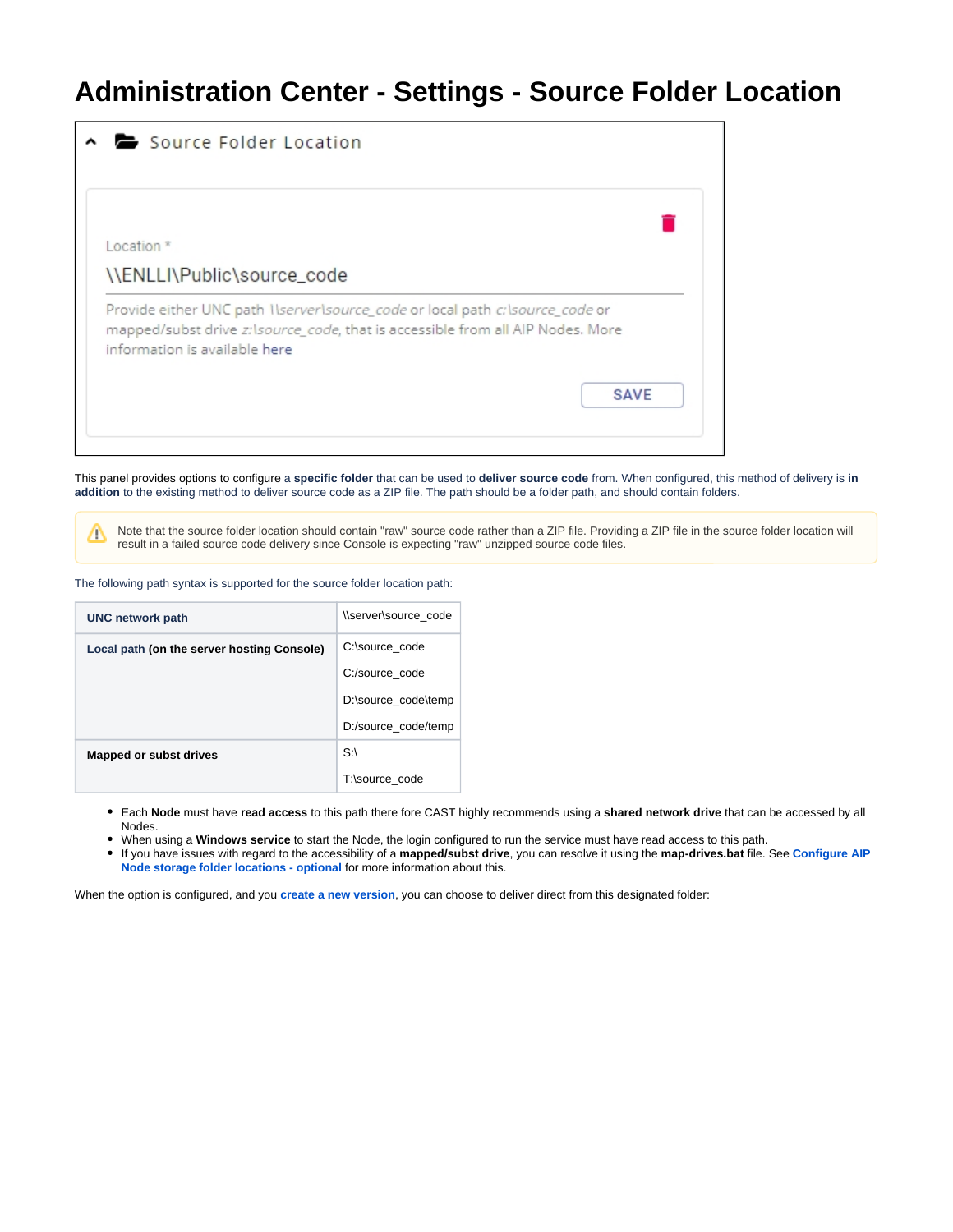# Administration Center - Settings - Source Folder Location

Source Folder Location

Location *

\\ENLLI\Public\source_code

Provide either UNC path *\\server\source_code* or local path *c:\source_code* or mapped/subst drive *z:\source_code*, that is accessible from all AIP Nodes. More information is available here

SAVE

This panel provides options to configure a **specific folder** that can be used to **deliver source code** from. When configured, this method of delivery is **in addition** to the existing method to deliver source code as a ZIP file. The path should be a folder path, and should contain folders.

> Note that the source folder location should contain "raw" source code rather than a ZIP file. Providing a ZIP file in the source folder location will result in a failed source code delivery since Console is expecting "raw" unzipped source code files.

The following path syntax is supported for the source folder location path:

| | |
|---|---|
| **UNC network path** | \\server\source_code |
| **Local path (on the server hosting Console)** | C:\source_code<br>C:/source_code<br>D:\source_code\temp<br>D:/source_code/temp |
| **Mapped or subst drives** | S:\<br>T:\source_code |

- Each **Node** must have **read access** to this path there fore CAST highly recommends using a **shared network drive** that can be accessed by all Nodes.
- When using a **Windows service** to start the Node, the login configured to run the service must have read access to this path.
- If you have issues with regard to the accessibility of a **mapped/subst drive**, you can resolve it using the **map-drives.bat** file. See **Configure AIP Node storage folder locations - optional** for more information about this.

When the option is configured, and you **create a new version**, you can choose to deliver direct from this designated folder: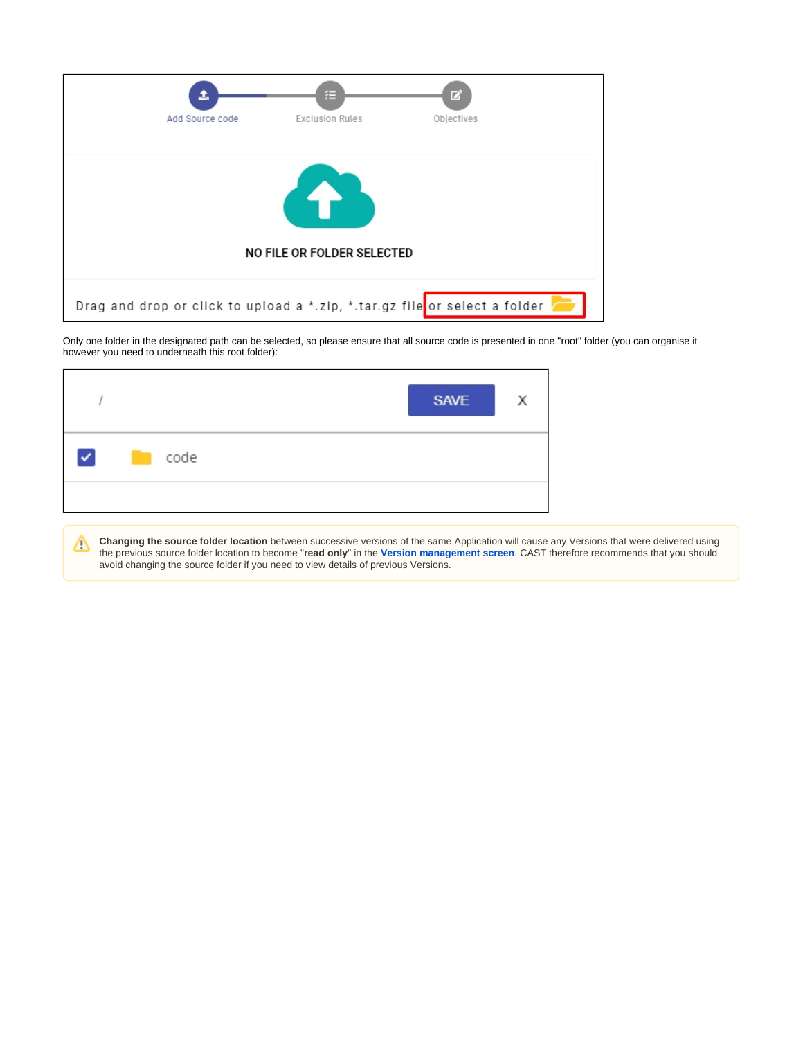Only one folder in the designated path can be selected, so please ensure that all source code is presented in one "root" folder (you can organise it however you need to underneath this root folder):

**Changing the source folder location** between successive versions of the same Application will cause any Versions that were delivered using the previous source folder location to become "**read only**" in the **Version management screen**. CAST therefore recommends that you should avoid changing the source folder if you need to view details of previous Versions.